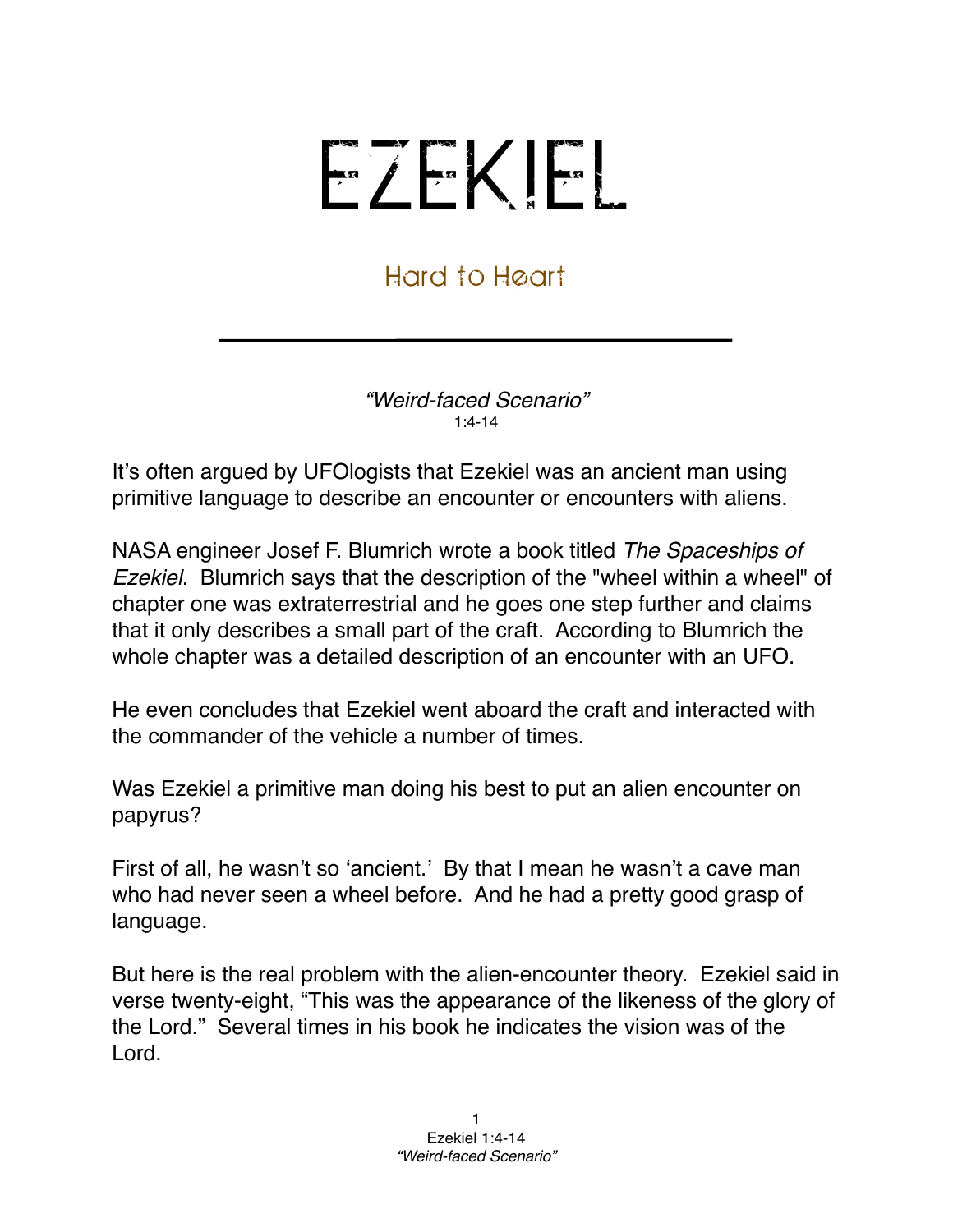# EZEKIEL

## Hard to Heart

---

*"Weird-faced Scenario"*
1:4-14

It's often argued by UFOlogists that Ezekiel was an ancient man using primitive language to describe an encounter or encounters with aliens.

NASA engineer Josef F. Blumrich wrote a book titled *The Spaceships of Ezekiel*. Blumrich says that the description of the "wheel within a wheel" of chapter one was extraterrestrial and he goes one step further and claims that it only describes a small part of the craft. According to Blumrich the whole chapter was a detailed description of an encounter with an UFO.

He even concludes that Ezekiel went aboard the craft and interacted with the commander of the vehicle a number of times.

Was Ezekiel a primitive man doing his best to put an alien encounter on papyrus?

First of all, he wasn't so 'ancient.' By that I mean he wasn't a cave man who had never seen a wheel before. And he had a pretty good grasp of language.

But here is the real problem with the alien-encounter theory. Ezekiel said in verse twenty-eight, "This was the appearance of the likeness of the glory of the Lord." Several times in his book he indicates the vision was of the Lord.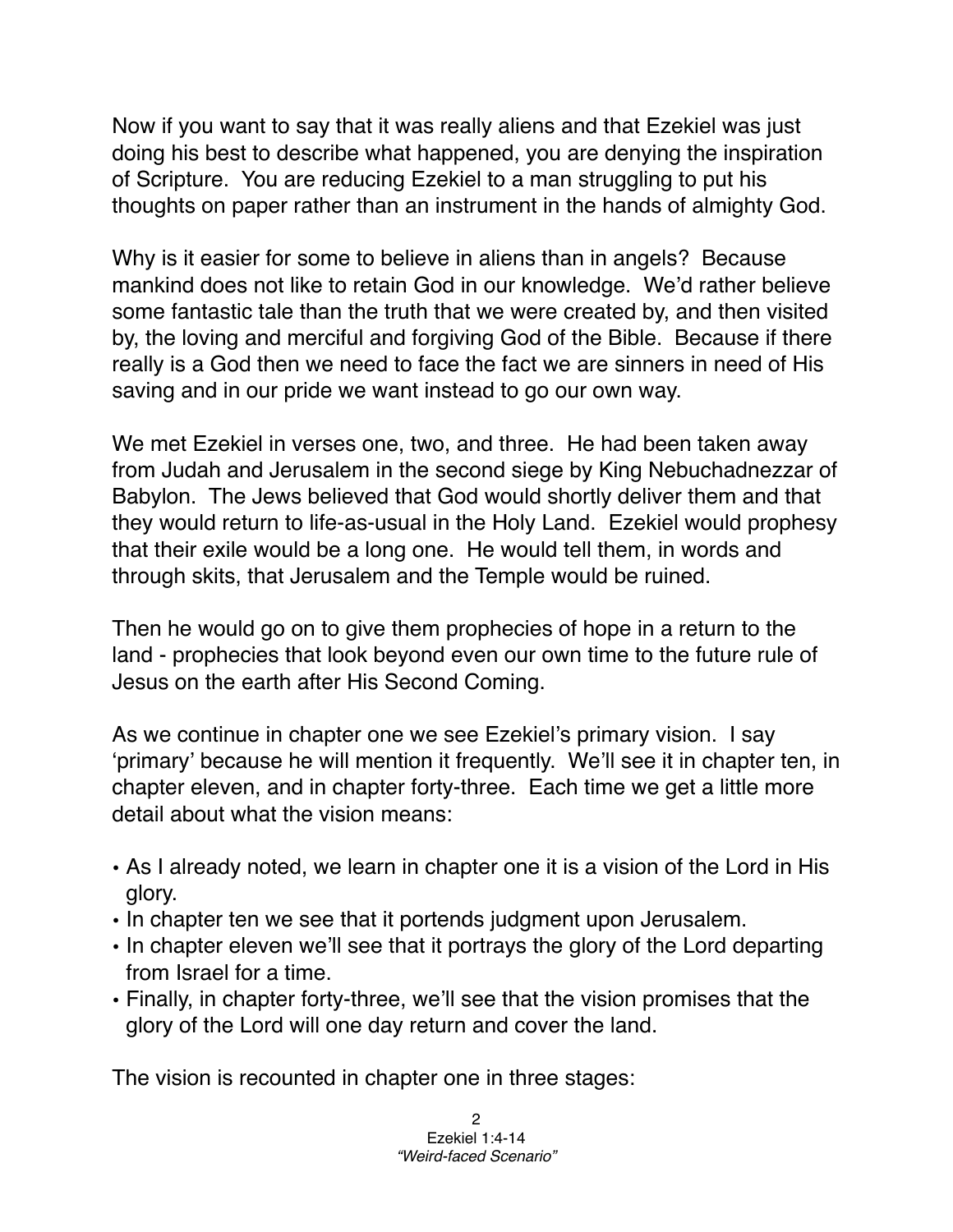Now if you want to say that it was really aliens and that Ezekiel was just doing his best to describe what happened, you are denying the inspiration of Scripture. You are reducing Ezekiel to a man struggling to put his thoughts on paper rather than an instrument in the hands of almighty God.

Why is it easier for some to believe in aliens than in angels? Because mankind does not like to retain God in our knowledge. We'd rather believe some fantastic tale than the truth that we were created by, and then visited by, the loving and merciful and forgiving God of the Bible. Because if there really is a God then we need to face the fact we are sinners in need of His saving and in our pride we want instead to go our own way.

We met Ezekiel in verses one, two, and three. He had been taken away from Judah and Jerusalem in the second siege by King Nebuchadnezzar of Babylon. The Jews believed that God would shortly deliver them and that they would return to life-as-usual in the Holy Land. Ezekiel would prophesy that their exile would be a long one. He would tell them, in words and through skits, that Jerusalem and the Temple would be ruined.

Then he would go on to give them prophecies of hope in a return to the land - prophecies that look beyond even our own time to the future rule of Jesus on the earth after His Second Coming.

As we continue in chapter one we see Ezekiel's primary vision. I say 'primary' because he will mention it frequently. We'll see it in chapter ten, in chapter eleven, and in chapter forty-three. Each time we get a little more detail about what the vision means:

- As I already noted, we learn in chapter one it is a vision of the Lord in His glory.
- In chapter ten we see that it portends judgment upon Jerusalem.
- In chapter eleven we'll see that it portrays the glory of the Lord departing from Israel for a time.
- Finally, in chapter forty-three, we'll see that the vision promises that the glory of the Lord will one day return and cover the land.

The vision is recounted in chapter one in three stages: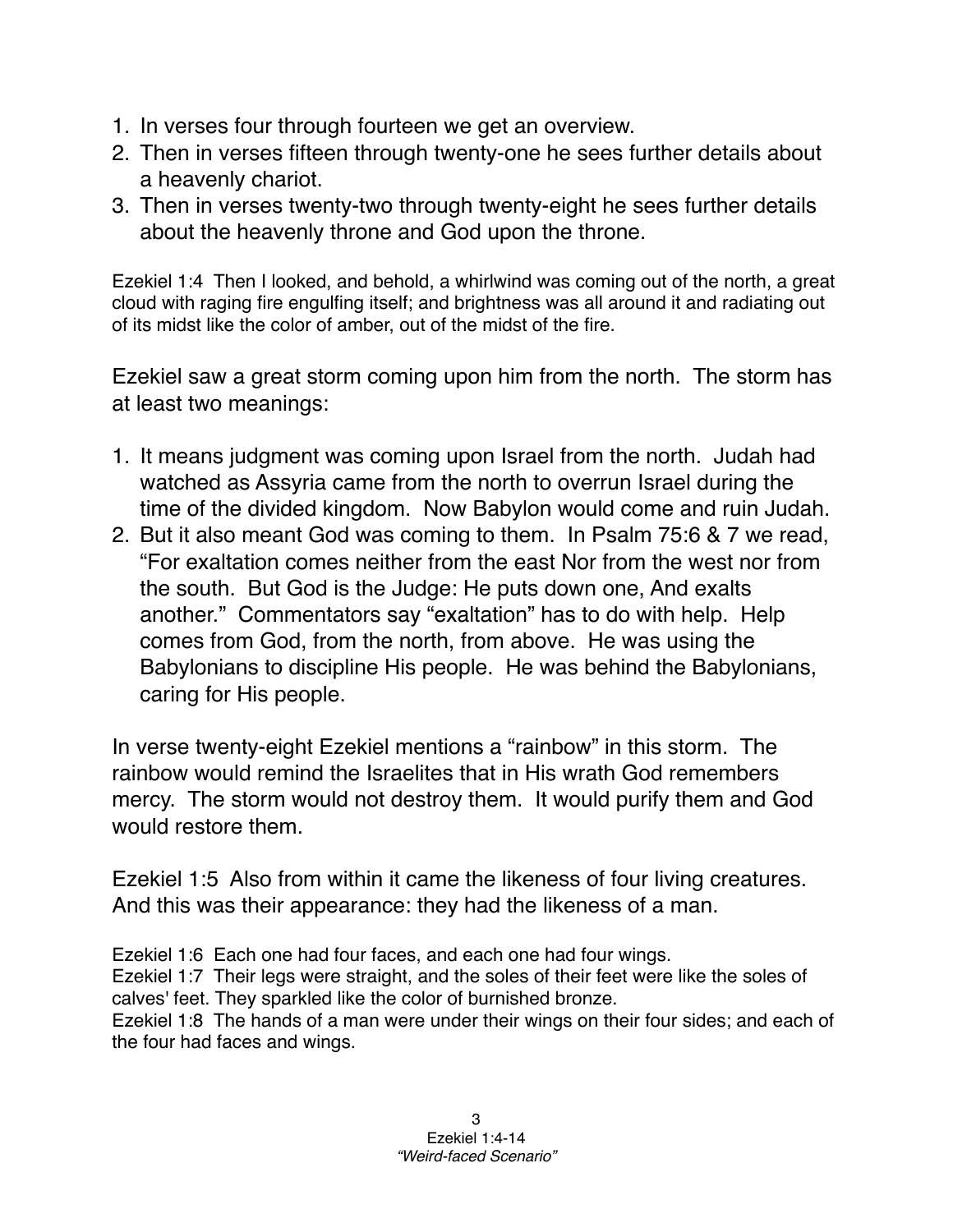1. In verses four through fourteen we get an overview.
2. Then in verses fifteen through twenty-one he sees further details about a heavenly chariot.
3. Then in verses twenty-two through twenty-eight he sees further details about the heavenly throne and God upon the throne.

Ezekiel 1:4 Then I looked, and behold, a whirlwind was coming out of the north, a great cloud with raging fire engulfing itself; and brightness was all around it and radiating out of its midst like the color of amber, out of the midst of the fire.

Ezekiel saw a great storm coming upon him from the north. The storm has at least two meanings:

1. It means judgment was coming upon Israel from the north. Judah had watched as Assyria came from the north to overrun Israel during the time of the divided kingdom. Now Babylon would come and ruin Judah.
2. But it also meant God was coming to them. In Psalm 75:6 & 7 we read, "For exaltation comes neither from the east Nor from the west nor from the south. But God is the Judge: He puts down one, And exalts another." Commentators say "exaltation" has to do with help. Help comes from God, from the north, from above. He was using the Babylonians to discipline His people. He was behind the Babylonians, caring for His people.

In verse twenty-eight Ezekiel mentions a "rainbow" in this storm. The rainbow would remind the Israelites that in His wrath God remembers mercy. The storm would not destroy them. It would purify them and God would restore them.

Ezekiel 1:5 Also from within it came the likeness of four living creatures. And this was their appearance: they had the likeness of a man.

Ezekiel 1:6 Each one had four faces, and each one had four wings.
Ezekiel 1:7 Their legs were straight, and the soles of their feet were like the soles of calves' feet. They sparkled like the color of burnished bronze.
Ezekiel 1:8 The hands of a man were under their wings on their four sides; and each of the four had faces and wings.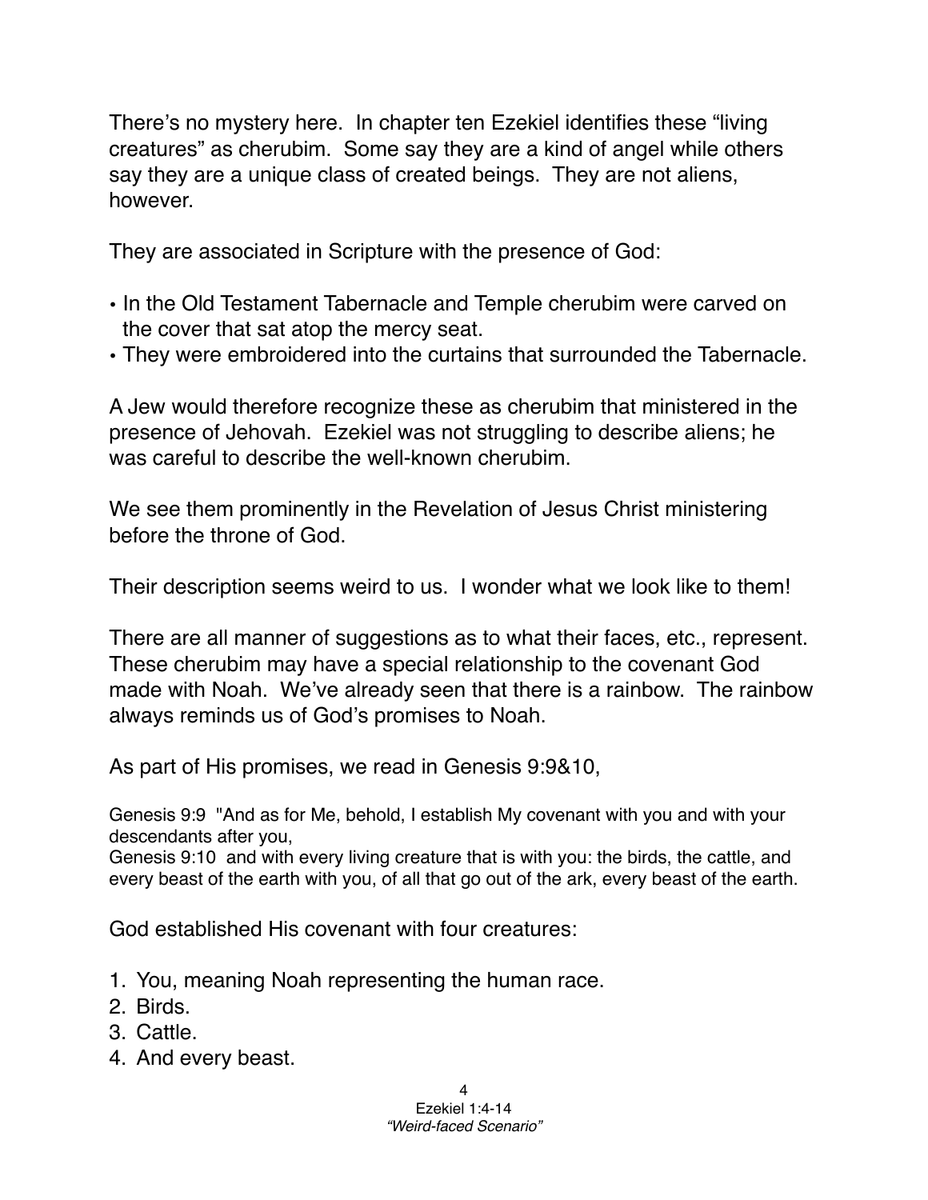There's no mystery here. In chapter ten Ezekiel identifies these "living creatures" as cherubim. Some say they are a kind of angel while others say they are a unique class of created beings. They are not aliens, however.

They are associated in Scripture with the presence of God:

- In the Old Testament Tabernacle and Temple cherubim were carved on the cover that sat atop the mercy seat.
- They were embroidered into the curtains that surrounded the Tabernacle.

A Jew would therefore recognize these as cherubim that ministered in the presence of Jehovah. Ezekiel was not struggling to describe aliens; he was careful to describe the well-known cherubim.

We see them prominently in the Revelation of Jesus Christ ministering before the throne of God.

Their description seems weird to us. I wonder what we look like to them!

There are all manner of suggestions as to what their faces, etc., represent. These cherubim may have a special relationship to the covenant God made with Noah. We've already seen that there is a rainbow. The rainbow always reminds us of God's promises to Noah.

As part of His promises, we read in Genesis 9:9&10,

Genesis 9:9 "And as for Me, behold, I establish My covenant with you and with your descendants after you,
Genesis 9:10 and with every living creature that is with you: the birds, the cattle, and every beast of the earth with you, of all that go out of the ark, every beast of the earth.

God established His covenant with four creatures:

1. You, meaning Noah representing the human race.
2. Birds.
3. Cattle.
4. And every beast.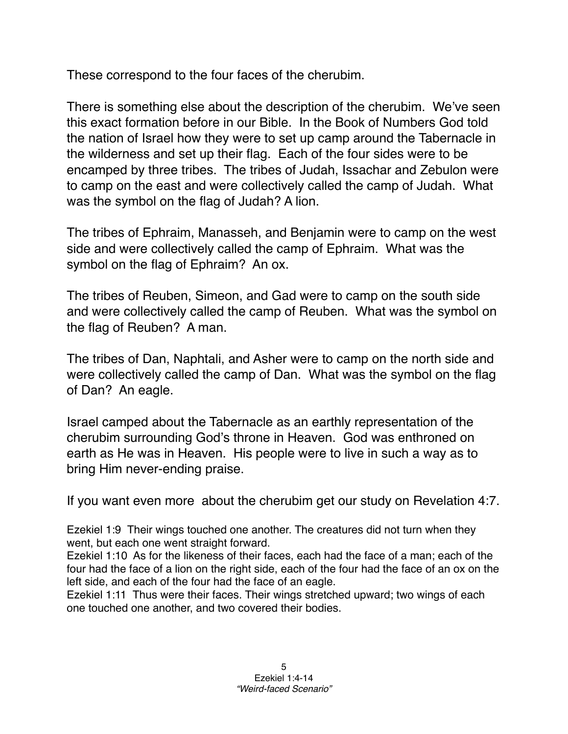These correspond to the four faces of the cherubim.

There is something else about the description of the cherubim. We've seen this exact formation before in our Bible. In the Book of Numbers God told the nation of Israel how they were to set up camp around the Tabernacle in the wilderness and set up their flag. Each of the four sides were to be encamped by three tribes. The tribes of Judah, Issachar and Zebulon were to camp on the east and were collectively called the camp of Judah. What was the symbol on the flag of Judah? A lion.

The tribes of Ephraim, Manasseh, and Benjamin were to camp on the west side and were collectively called the camp of Ephraim. What was the symbol on the flag of Ephraim? An ox.

The tribes of Reuben, Simeon, and Gad were to camp on the south side and were collectively called the camp of Reuben. What was the symbol on the flag of Reuben? A man.

The tribes of Dan, Naphtali, and Asher were to camp on the north side and were collectively called the camp of Dan. What was the symbol on the flag of Dan? An eagle.

Israel camped about the Tabernacle as an earthly representation of the cherubim surrounding God's throne in Heaven. God was enthroned on earth as He was in Heaven. His people were to live in such a way as to bring Him never-ending praise.

If you want even more about the cherubim get our study on Revelation 4:7.

Ezekiel 1:9 Their wings touched one another. The creatures did not turn when they went, but each one went straight forward.
Ezekiel 1:10 As for the likeness of their faces, each had the face of a man; each of the four had the face of a lion on the right side, each of the four had the face of an ox on the left side, and each of the four had the face of an eagle.
Ezekiel 1:11 Thus were their faces. Their wings stretched upward; two wings of each one touched one another, and two covered their bodies.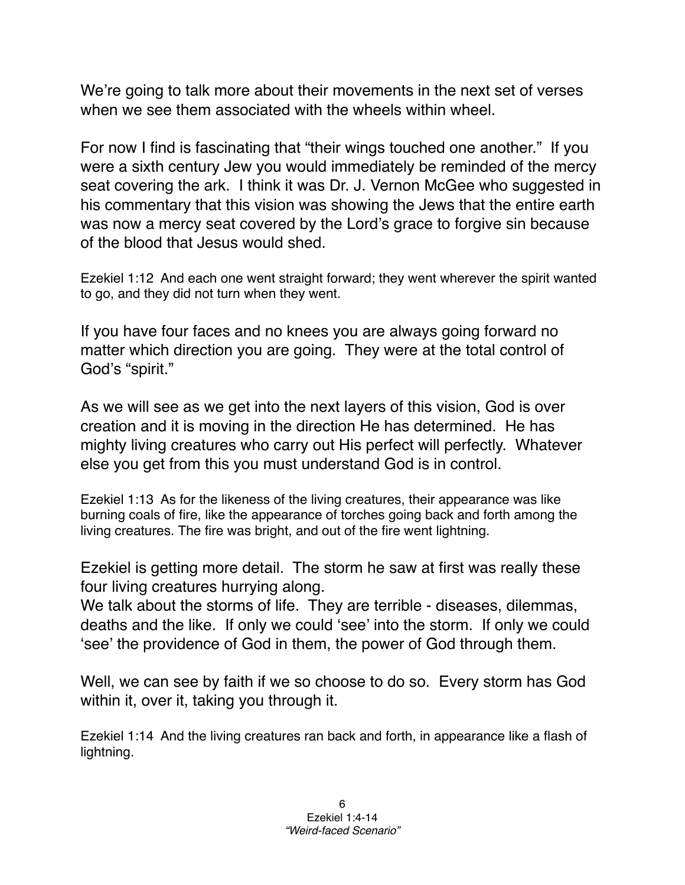We're going to talk more about their movements in the next set of verses when we see them associated with the wheels within wheel.

For now I find is fascinating that "their wings touched one another." If you were a sixth century Jew you would immediately be reminded of the mercy seat covering the ark. I think it was Dr. J. Vernon McGee who suggested in his commentary that this vision was showing the Jews that the entire earth was now a mercy seat covered by the Lord's grace to forgive sin because of the blood that Jesus would shed.

Ezekiel 1:12 And each one went straight forward; they went wherever the spirit wanted to go, and they did not turn when they went.

If you have four faces and no knees you are always going forward no matter which direction you are going. They were at the total control of God's "spirit."

As we will see as we get into the next layers of this vision, God is over creation and it is moving in the direction He has determined. He has mighty living creatures who carry out His perfect will perfectly. Whatever else you get from this you must understand God is in control.

Ezekiel 1:13 As for the likeness of the living creatures, their appearance was like burning coals of fire, like the appearance of torches going back and forth among the living creatures. The fire was bright, and out of the fire went lightning.

Ezekiel is getting more detail. The storm he saw at first was really these four living creatures hurrying along.
We talk about the storms of life. They are terrible - diseases, dilemmas, deaths and the like. If only we could 'see' into the storm. If only we could 'see' the providence of God in them, the power of God through them.

Well, we can see by faith if we so choose to do so. Every storm has God within it, over it, taking you through it.

Ezekiel 1:14 And the living creatures ran back and forth, in appearance like a flash of lightning.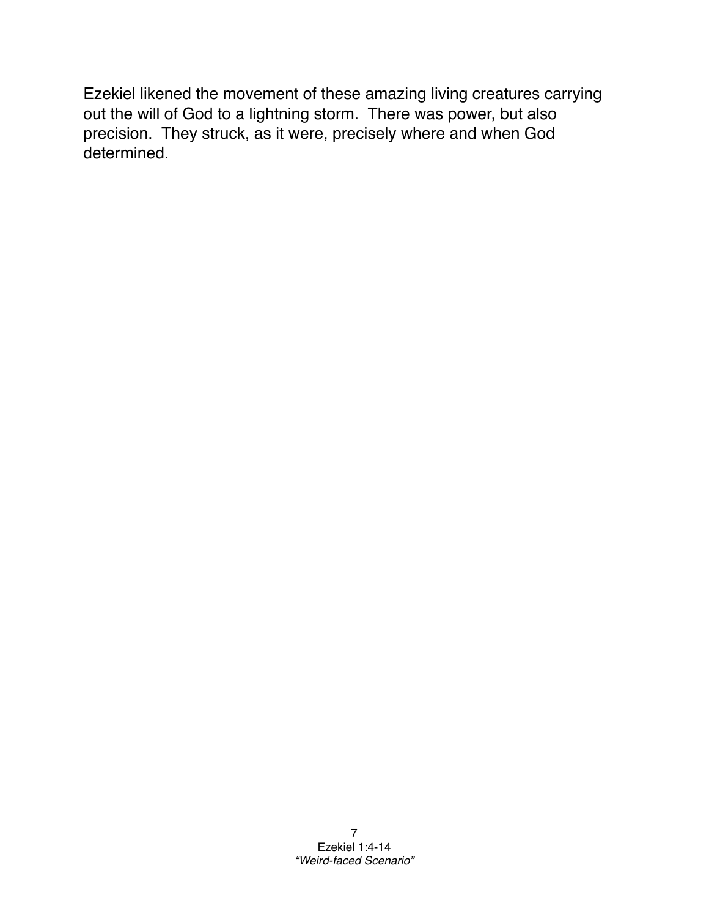Ezekiel likened the movement of these amazing living creatures carrying out the will of God to a lightning storm. There was power, but also precision. They struck, as it were, precisely where and when God determined.